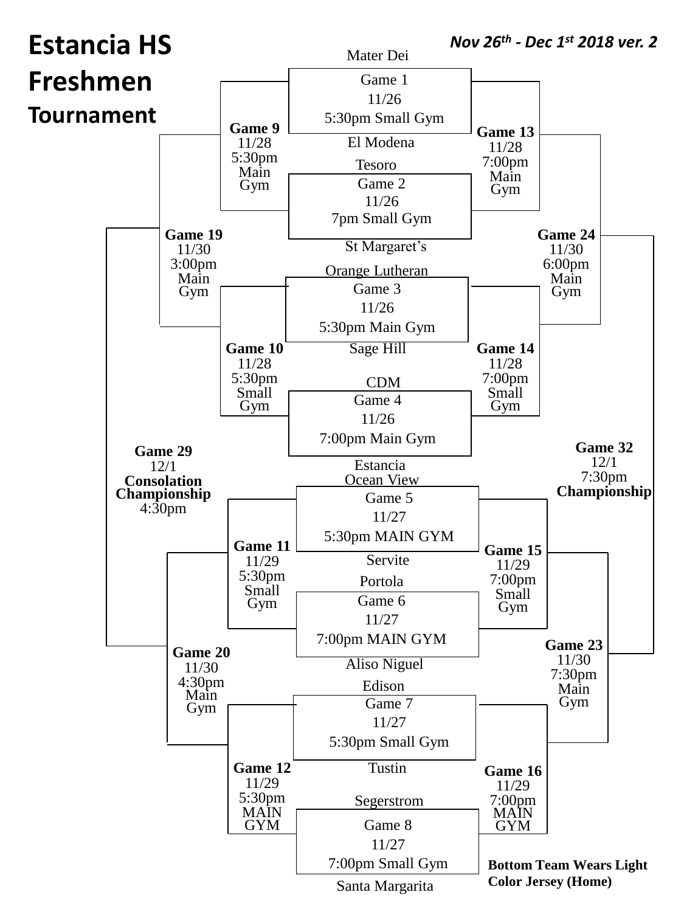# Estancia HS Freshmen Tournament

***Nov 26th - Dec 1st 2018 ver. 2***

## First Round

| Game | Date | Time / Location | Top Team | Bottom Team |
|---|---|---|---|---|
| Game 1 | 11/26 | 5:30pm Small Gym | Mater Dei | El Modena |
| Game 2 | 11/26 | 7pm Small Gym | Tesoro | St Margaret's |
| Game 3 | 11/26 | 5:30pm Main Gym | Orange Lutheran | Sage Hill |
| Game 4 | 11/26 | 7:00pm Main Gym | CDM | Estancia |
| Game 5 | 11/27 | 5:30pm MAIN GYM | Ocean View | Servite |
| Game 6 | 11/27 | 7:00pm MAIN GYM | Portola | Aliso Niguel |
| Game 7 | 11/27 | 5:30pm Small Gym | Edison | Tustin |
| Game 8 | 11/27 | 7:00pm Small Gym | Segerstrom | Santa Margarita |

## Later Rounds

| Game | Date | Time | Location |
|---|---|---|---|
| **Game 9** | 11/28 | 5:30pm | Main Gym |
| **Game 10** | 11/28 | 5:30pm | Small Gym |
| **Game 11** | 11/29 | 5:30pm | Small Gym |
| **Game 12** | 11/29 | 5:30pm | MAIN GYM |
| **Game 13** | 11/28 | 7:00pm | Main Gym |
| **Game 14** | 11/28 | 7:00pm | Small Gym |
| **Game 15** | 11/29 | 7:00pm | Small Gym |
| **Game 16** | 11/29 | 7:00pm | MAIN GYM |
| **Game 19** | 11/30 | 3:00pm | Main Gym |
| **Game 20** | 11/30 | 4:30pm | Main Gym |
| **Game 23** | 11/30 | 7:30pm | Main Gym |
| **Game 24** | 11/30 | 6:00pm | Main Gym |
| **Game 29** | 12/1 | 4:30pm | **Consolation Championship** |
| **Game 32** | 12/1 | 7:30pm | **Championship** |

**Bottom Team Wears Light Color Jersey (Home)**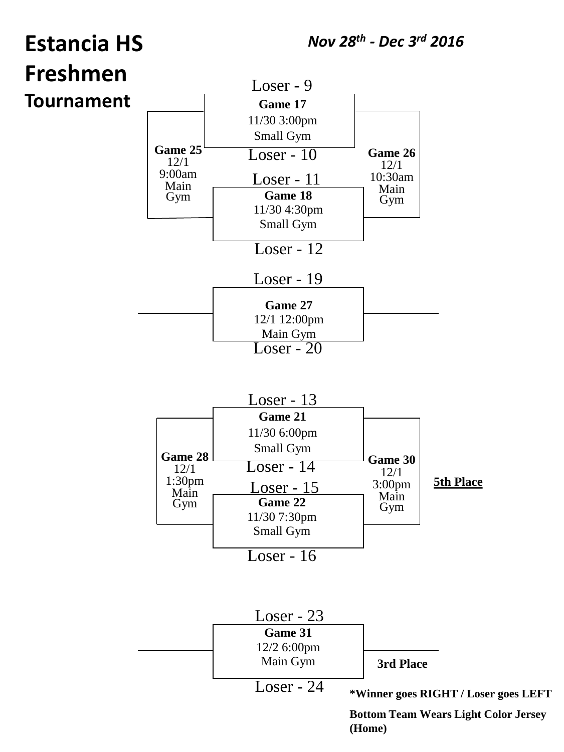# Estancia HS Freshmen Tournament

***Nov 28th - Dec 3rd 2016***

Loser - 9

**Game 17**
11/30 3:00pm
Small Gym

Loser - 10

**Game 25**
12/1
9:00am
Main Gym

**Game 26**
12/1
10:30am
Main Gym

Loser - 11

**Game 18**
11/30 4:30pm
Small Gym

Loser - 12

Loser - 19

**Game 27**
12/1 12:00pm
Main Gym

Loser - 20

Loser - 13

**Game 21**
11/30 6:00pm
Small Gym

Loser - 14

**Game 28**
12/1
1:30pm
Main Gym

**Game 30**
12/1
3:00pm
Main Gym

**5th Place**

Loser - 15

**Game 22**
11/30 7:30pm
Small Gym

Loser - 16

Loser - 23

**Game 31**
12/2 6:00pm
Main Gym

**3rd Place**

Loser - 24

**\*Winner goes RIGHT / Loser goes LEFT**

**Bottom Team Wears Light Color Jersey (Home)**